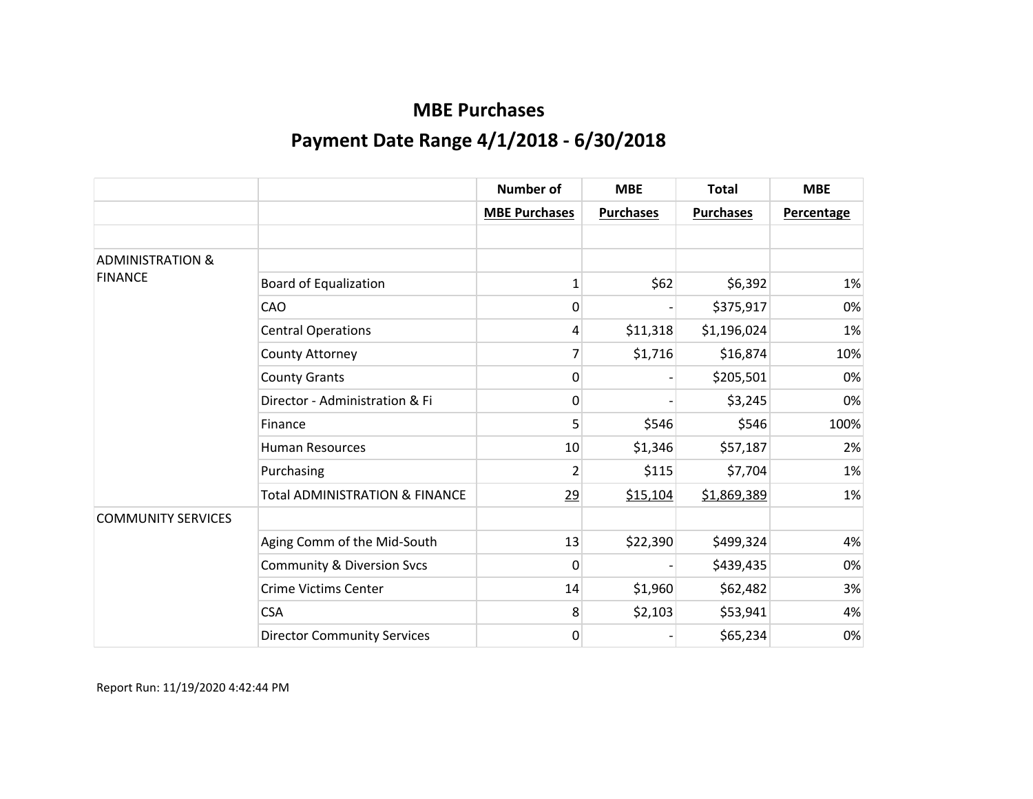# MBE Purchases

## Payment Date Range 4/1/2018 - 6/30/2018

| | | Number of MBE Purchases | MBE Purchases | Total Purchases | MBE Percentage |
|---|---|---|---|---|---|
| | | | | | |
| ADMINISTRATION & FINANCE | | | | | |
| | Board of Equalization | 1 | $62 | $6,392 | 1% |
| | CAO | 0 | - | $375,917 | 0% |
| | Central Operations | 4 | $11,318 | $1,196,024 | 1% |
| | County Attorney | 7 | $1,716 | $16,874 | 10% |
| | County Grants | 0 | - | $205,501 | 0% |
| | Director - Administration & Fi | 0 | - | $3,245 | 0% |
| | Finance | 5 | $546 | $546 | 100% |
| | Human Resources | 10 | $1,346 | $57,187 | 2% |
| | Purchasing | 2 | $115 | $7,704 | 1% |
| | Total ADMINISTRATION & FINANCE | 29 | $15,104 | $1,869,389 | 1% |
| COMMUNITY SERVICES | | | | | |
| | Aging Comm of the Mid-South | 13 | $22,390 | $499,324 | 4% |
| | Community & Diversion Svcs | 0 | - | $439,435 | 0% |
| | Crime Victims Center | 14 | $1,960 | $62,482 | 3% |
| | CSA | 8 | $2,103 | $53,941 | 4% |
| | Director Community Services | 0 | - | $65,234 | 0% |

Report Run: 11/19/2020 4:42:44 PM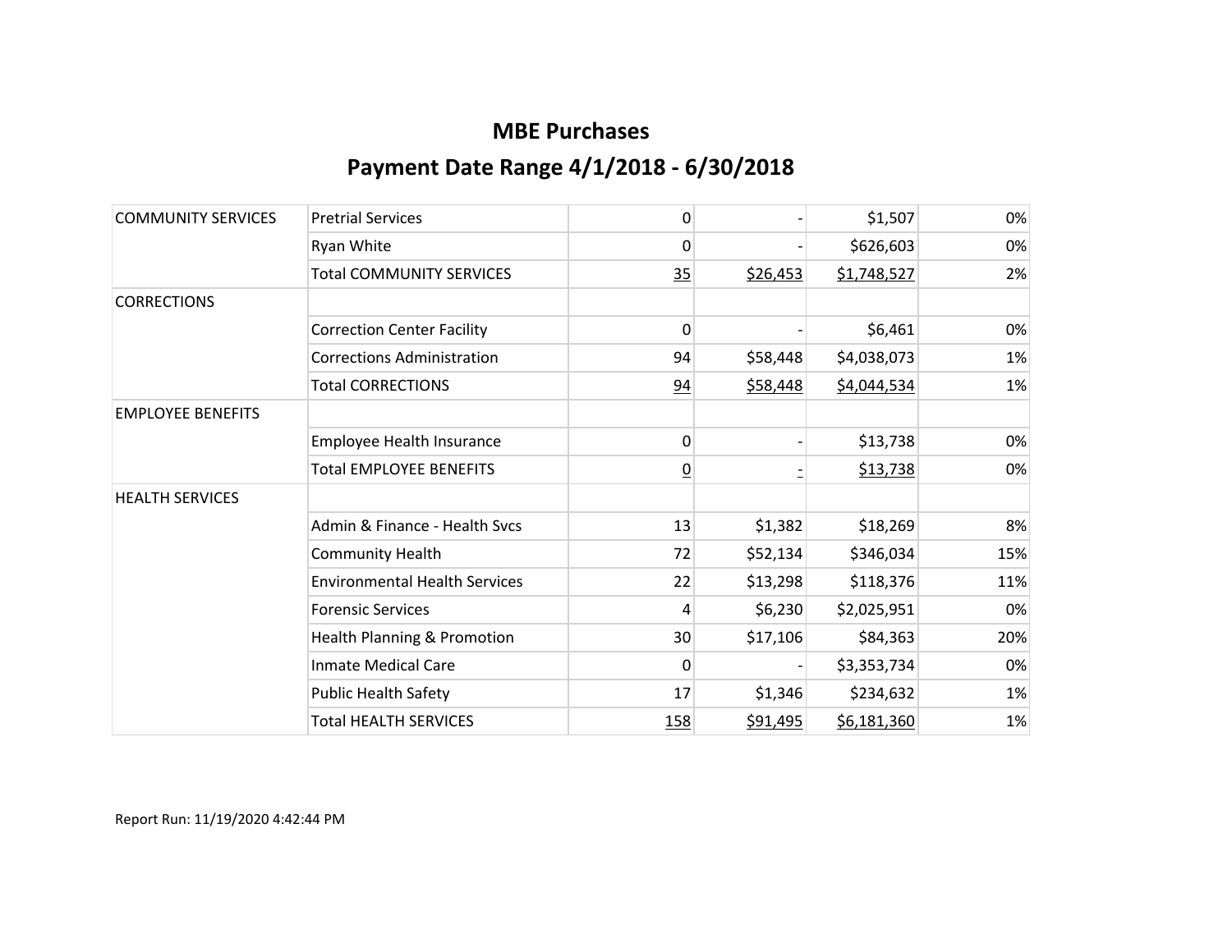# MBE Purchases

## Payment Date Range 4/1/2018 - 6/30/2018

| | | | | | |
|---|---|---|---|---|---|
| COMMUNITY SERVICES | Pretrial Services | 0 | - | $1,507 | 0% |
| | Ryan White | 0 | - | $626,603 | 0% |
| | Total COMMUNITY SERVICES | 35 | $26,453 | $1,748,527 | 2% |
| CORRECTIONS | | | | | |
| | Correction Center Facility | 0 | - | $6,461 | 0% |
| | Corrections Administration | 94 | $58,448 | $4,038,073 | 1% |
| | Total CORRECTIONS | 94 | $58,448 | $4,044,534 | 1% |
| EMPLOYEE BENEFITS | | | | | |
| | Employee Health Insurance | 0 | - | $13,738 | 0% |
| | Total EMPLOYEE BENEFITS | 0 | - | $13,738 | 0% |
| HEALTH SERVICES | | | | | |
| | Admin & Finance - Health Svcs | 13 | $1,382 | $18,269 | 8% |
| | Community Health | 72 | $52,134 | $346,034 | 15% |
| | Environmental Health Services | 22 | $13,298 | $118,376 | 11% |
| | Forensic Services | 4 | $6,230 | $2,025,951 | 0% |
| | Health Planning & Promotion | 30 | $17,106 | $84,363 | 20% |
| | Inmate Medical Care | 0 | - | $3,353,734 | 0% |
| | Public Health Safety | 17 | $1,346 | $234,632 | 1% |
| | Total HEALTH SERVICES | 158 | $91,495 | $6,181,360 | 1% |

Report Run: 11/19/2020 4:42:44 PM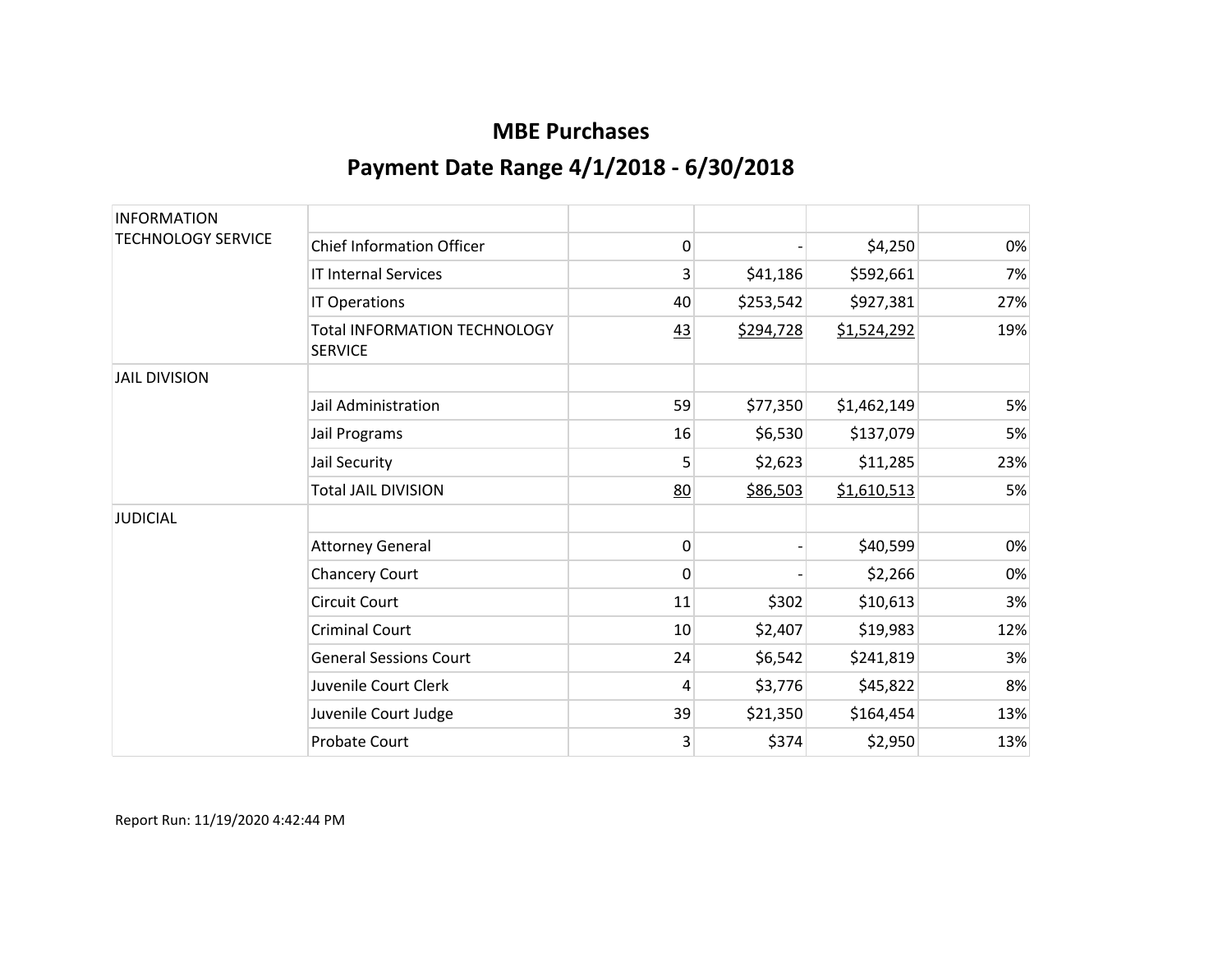# MBE Purchases

## Payment Date Range 4/1/2018 - 6/30/2018

| | | | | | |
|---|---|---|---|---|---|
| INFORMATION TECHNOLOGY SERVICE | | | | | |
| | Chief Information Officer | 0 | - | $4,250 | 0% |
| | IT Internal Services | 3 | $41,186 | $592,661 | 7% |
| | IT Operations | 40 | $253,542 | $927,381 | 27% |
| | Total INFORMATION TECHNOLOGY SERVICE | 43 | $294,728 | $1,524,292 | 19% |
| JAIL DIVISION | | | | | |
| | Jail Administration | 59 | $77,350 | $1,462,149 | 5% |
| | Jail Programs | 16 | $6,530 | $137,079 | 5% |
| | Jail Security | 5 | $2,623 | $11,285 | 23% |
| | Total JAIL DIVISION | 80 | $86,503 | $1,610,513 | 5% |
| JUDICIAL | | | | | |
| | Attorney General | 0 | - | $40,599 | 0% |
| | Chancery Court | 0 | - | $2,266 | 0% |
| | Circuit Court | 11 | $302 | $10,613 | 3% |
| | Criminal Court | 10 | $2,407 | $19,983 | 12% |
| | General Sessions Court | 24 | $6,542 | $241,819 | 3% |
| | Juvenile Court Clerk | 4 | $3,776 | $45,822 | 8% |
| | Juvenile Court Judge | 39 | $21,350 | $164,454 | 13% |
| | Probate Court | 3 | $374 | $2,950 | 13% |

Report Run: 11/19/2020 4:42:44 PM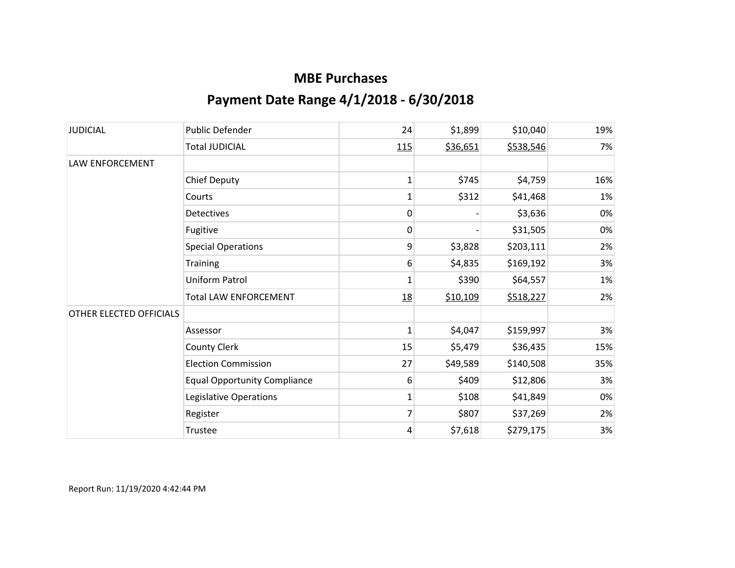# MBE Purchases

## Payment Date Range 4/1/2018 - 6/30/2018

| | | | | | |
|---|---|---|---|---|---|
| JUDICIAL | Public Defender | 24 | $1,899 | $10,040 | 19% |
| | Total JUDICIAL | 115 | $36,651 | $538,546 | 7% |
| LAW ENFORCEMENT | | | | | |
| | Chief Deputy | 1 | $745 | $4,759 | 16% |
| | Courts | 1 | $312 | $41,468 | 1% |
| | Detectives | 0 | - | $3,636 | 0% |
| | Fugitive | 0 | - | $31,505 | 0% |
| | Special Operations | 9 | $3,828 | $203,111 | 2% |
| | Training | 6 | $4,835 | $169,192 | 3% |
| | Uniform Patrol | 1 | $390 | $64,557 | 1% |
| | Total LAW ENFORCEMENT | 18 | $10,109 | $518,227 | 2% |
| OTHER ELECTED OFFICIALS | | | | | |
| | Assessor | 1 | $4,047 | $159,997 | 3% |
| | County Clerk | 15 | $5,479 | $36,435 | 15% |
| | Election Commission | 27 | $49,589 | $140,508 | 35% |
| | Equal Opportunity Compliance | 6 | $409 | $12,806 | 3% |
| | Legislative Operations | 1 | $108 | $41,849 | 0% |
| | Register | 7 | $807 | $37,269 | 2% |
| | Trustee | 4 | $7,618 | $279,175 | 3% |

Report Run: 11/19/2020 4:42:44 PM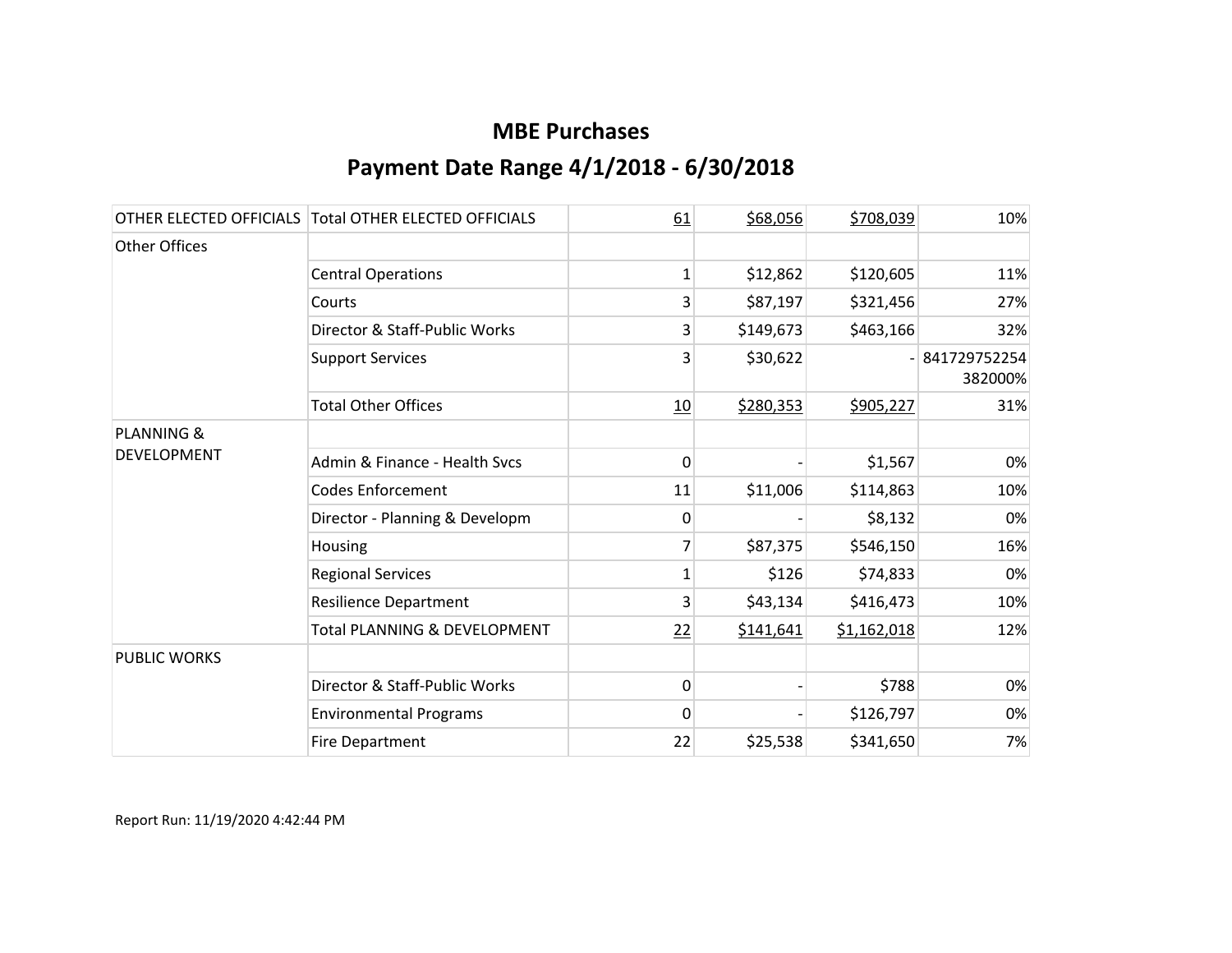# MBE Purchases

## Payment Date Range 4/1/2018 - 6/30/2018

| | | | | | |
|---|---|---|---|---|---|
| OTHER ELECTED OFFICIALS | Total OTHER ELECTED OFFICIALS | 61 | $68,056 | $708,039 | 10% |
| Other Offices | | | | | |
| | Central Operations | 1 | $12,862 | $120,605 | 11% |
| | Courts | 3 | $87,197 | $321,456 | 27% |
| | Director & Staff-Public Works | 3 | $149,673 | $463,166 | 32% |
| | Support Services | 3 | $30,622 | - | 841729752254 382000% |
| | Total Other Offices | 10 | $280,353 | $905,227 | 31% |
| PLANNING & DEVELOPMENT | | | | | |
| | Admin & Finance - Health Svcs | 0 | - | $1,567 | 0% |
| | Codes Enforcement | 11 | $11,006 | $114,863 | 10% |
| | Director - Planning & Developm | 0 | - | $8,132 | 0% |
| | Housing | 7 | $87,375 | $546,150 | 16% |
| | Regional Services | 1 | $126 | $74,833 | 0% |
| | Resilience Department | 3 | $43,134 | $416,473 | 10% |
| | Total PLANNING & DEVELOPMENT | 22 | $141,641 | $1,162,018 | 12% |
| PUBLIC WORKS | | | | | |
| | Director & Staff-Public Works | 0 | - | $788 | 0% |
| | Environmental Programs | 0 | - | $126,797 | 0% |
| | Fire Department | 22 | $25,538 | $341,650 | 7% |

Report Run: 11/19/2020 4:42:44 PM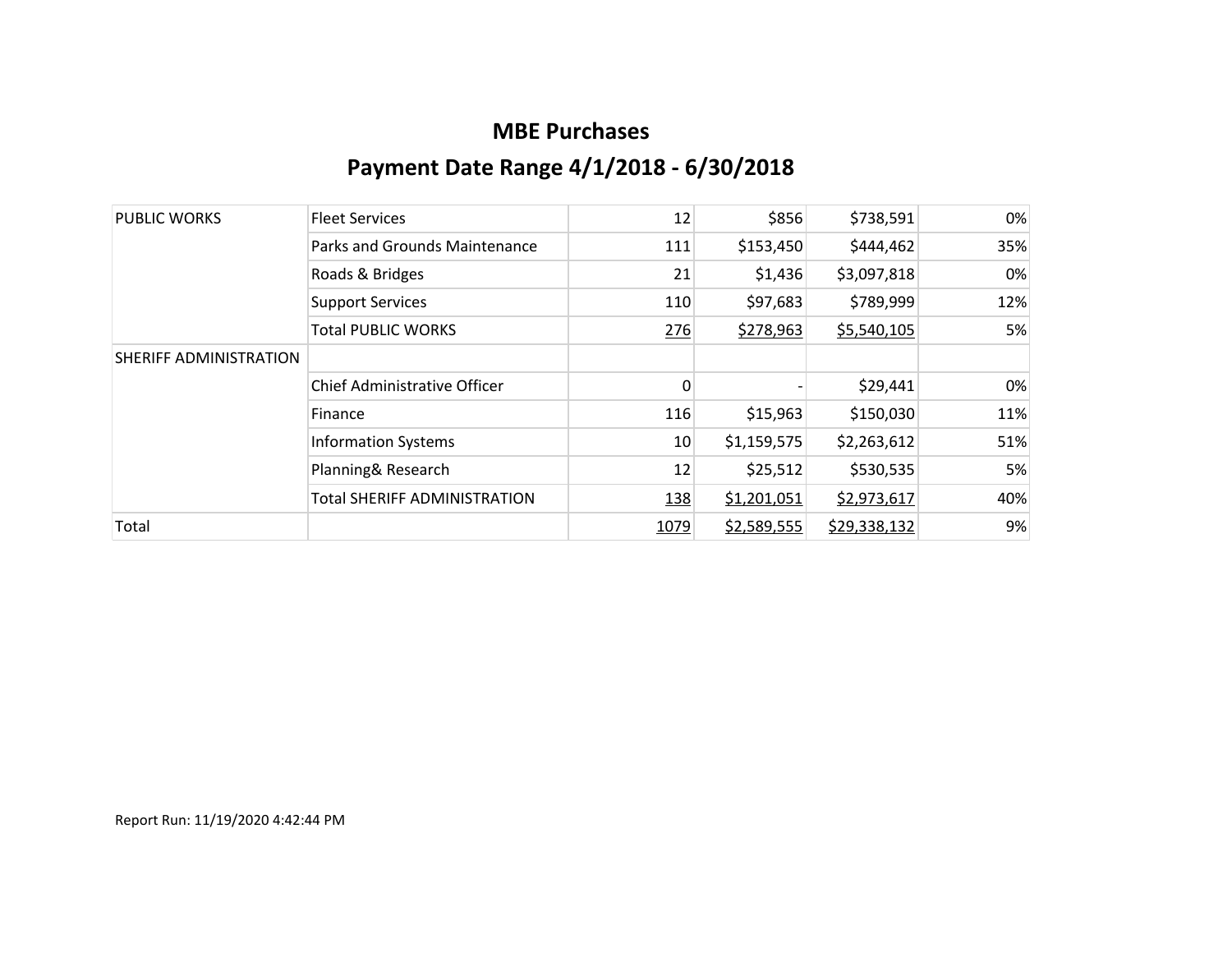## MBE Purchases

## Payment Date Range 4/1/2018 - 6/30/2018

| | | | | | |
|---|---|---|---|---|---|
| PUBLIC WORKS | Fleet Services | 12 | $856 | $738,591 | 0% |
| | Parks and Grounds Maintenance | 111 | $153,450 | $444,462 | 35% |
| | Roads & Bridges | 21 | $1,436 | $3,097,818 | 0% |
| | Support Services | 110 | $97,683 | $789,999 | 12% |
| | Total PUBLIC WORKS | 276 | $278,963 | $5,540,105 | 5% |
| SHERIFF ADMINISTRATION | | | | | |
| | Chief Administrative Officer | 0 | - | $29,441 | 0% |
| | Finance | 116 | $15,963 | $150,030 | 11% |
| | Information Systems | 10 | $1,159,575 | $2,263,612 | 51% |
| | Planning& Research | 12 | $25,512 | $530,535 | 5% |
| | Total SHERIFF ADMINISTRATION | 138 | $1,201,051 | $2,973,617 | 40% |
| Total | | 1079 | $2,589,555 | $29,338,132 | 9% |

Report Run: 11/19/2020 4:42:44 PM